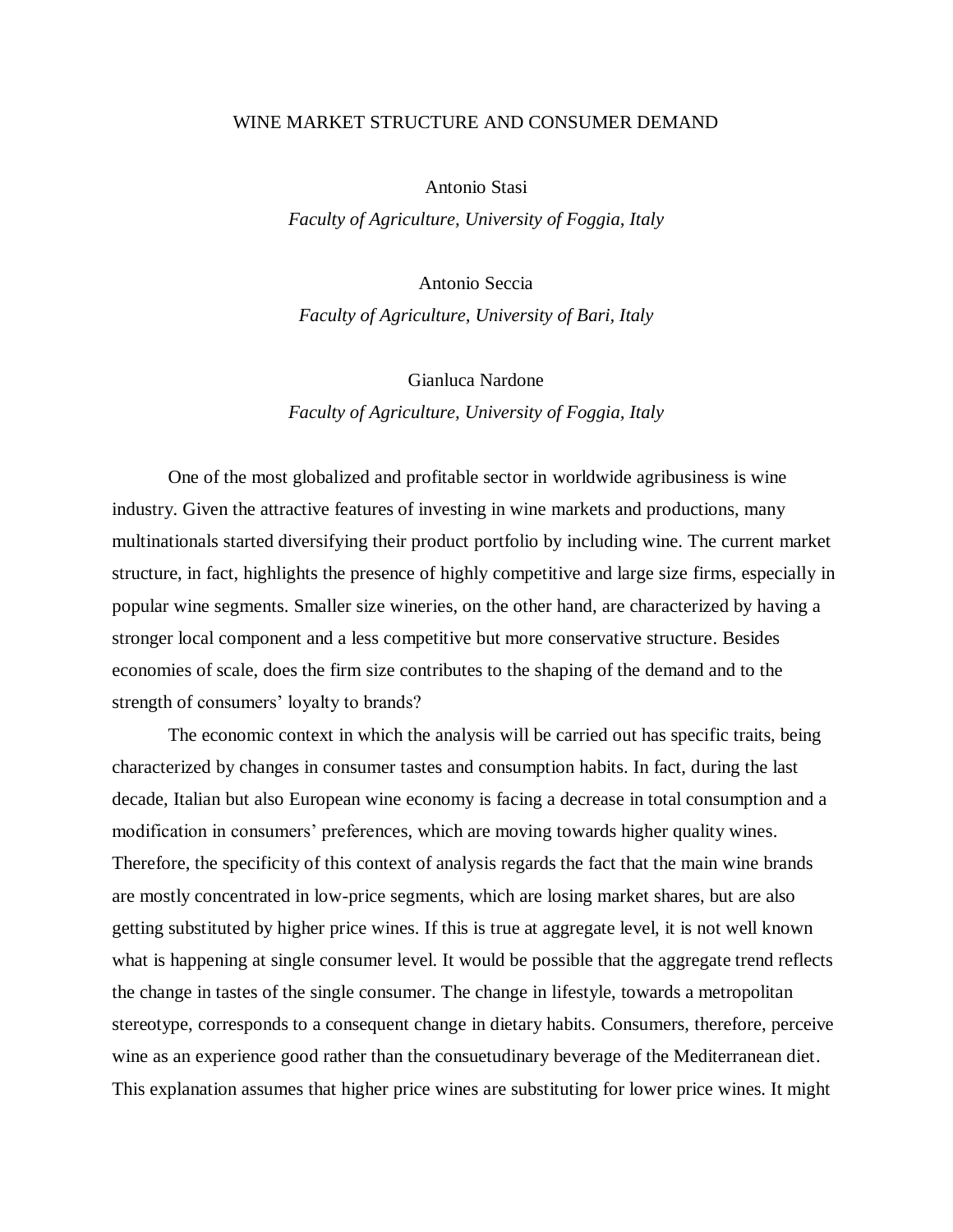# WINE MARKET STRUCTURE AND CONSUMER DEMAND

Antonio Stasi

*Faculty of Agriculture, University of Foggia, Italy*

Antonio Seccia

*Faculty of Agriculture, University of Bari, Italy*

Gianluca Nardone

*Faculty of Agriculture, University of Foggia, Italy*

One of the most globalized and profitable sector in worldwide agribusiness is wine industry. Given the attractive features of investing in wine markets and productions, many multinationals started diversifying their product portfolio by including wine. The current market structure, in fact, highlights the presence of highly competitive and large size firms, especially in popular wine segments. Smaller size wineries, on the other hand, are characterized by having a stronger local component and a less competitive but more conservative structure. Besides economies of scale, does the firm size contributes to the shaping of the demand and to the strength of consumers' loyalty to brands?

The economic context in which the analysis will be carried out has specific traits, being characterized by changes in consumer tastes and consumption habits. In fact, during the last decade, Italian but also European wine economy is facing a decrease in total consumption and a modification in consumers' preferences, which are moving towards higher quality wines. Therefore, the specificity of this context of analysis regards the fact that the main wine brands are mostly concentrated in low-price segments, which are losing market shares, but are also getting substituted by higher price wines. If this is true at aggregate level, it is not well known what is happening at single consumer level. It would be possible that the aggregate trend reflects the change in tastes of the single consumer. The change in lifestyle, towards a metropolitan stereotype, corresponds to a consequent change in dietary habits. Consumers, therefore, perceive wine as an experience good rather than the consuetudinary beverage of the Mediterranean diet. This explanation assumes that higher price wines are substituting for lower price wines. It might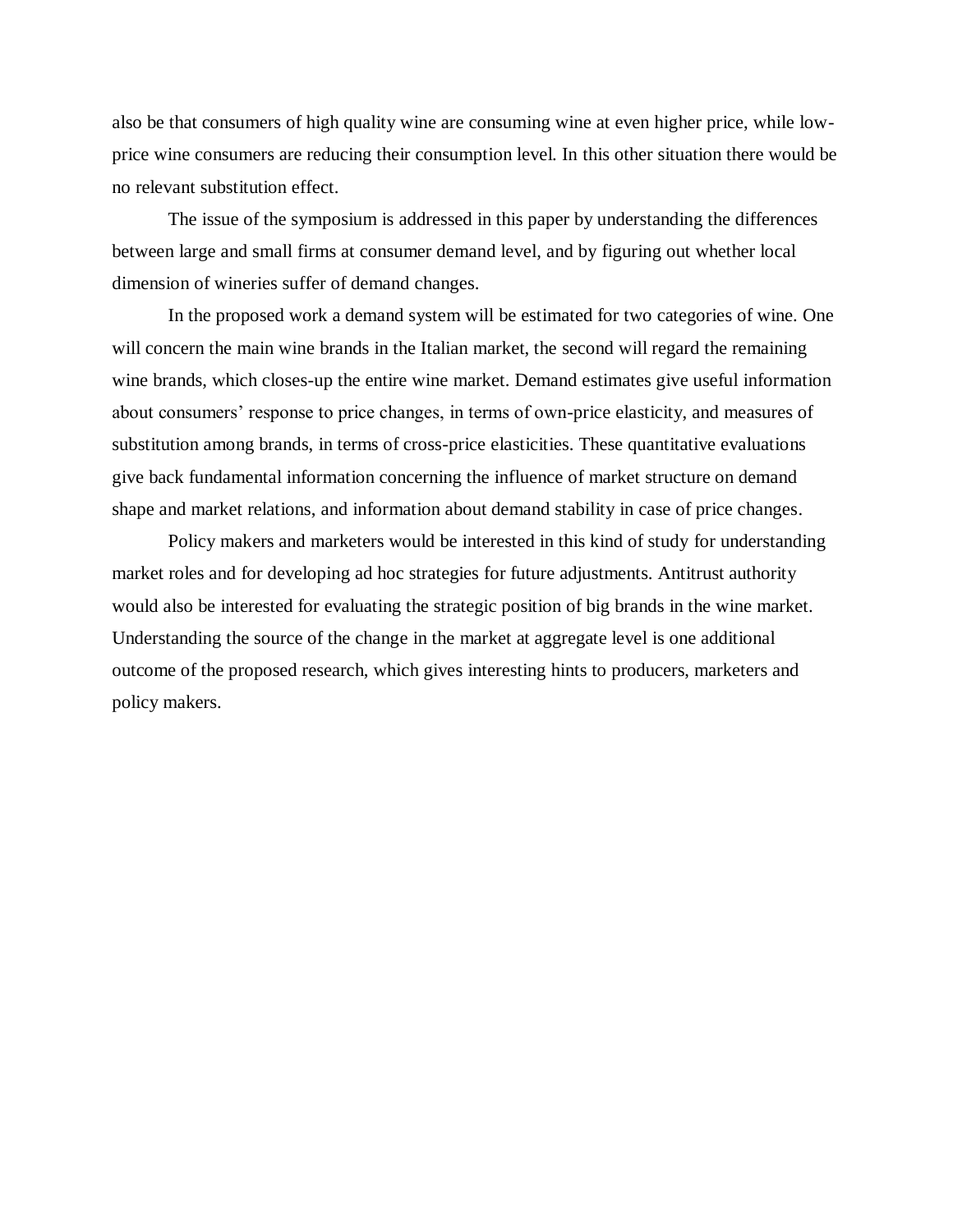also be that consumers of high quality wine are consuming wine at even higher price, while low-price wine consumers are reducing their consumption level. In this other situation there would be no relevant substitution effect.

The issue of the symposium is addressed in this paper by understanding the differences between large and small firms at consumer demand level, and by figuring out whether local dimension of wineries suffer of demand changes.

In the proposed work a demand system will be estimated for two categories of wine. One will concern the main wine brands in the Italian market, the second will regard the remaining wine brands, which closes-up the entire wine market. Demand estimates give useful information about consumers' response to price changes, in terms of own-price elasticity, and measures of substitution among brands, in terms of cross-price elasticities. These quantitative evaluations give back fundamental information concerning the influence of market structure on demand shape and market relations, and information about demand stability in case of price changes.

Policy makers and marketers would be interested in this kind of study for understanding market roles and for developing ad hoc strategies for future adjustments. Antitrust authority would also be interested for evaluating the strategic position of big brands in the wine market. Understanding the source of the change in the market at aggregate level is one additional outcome of the proposed research, which gives interesting hints to producers, marketers and policy makers.